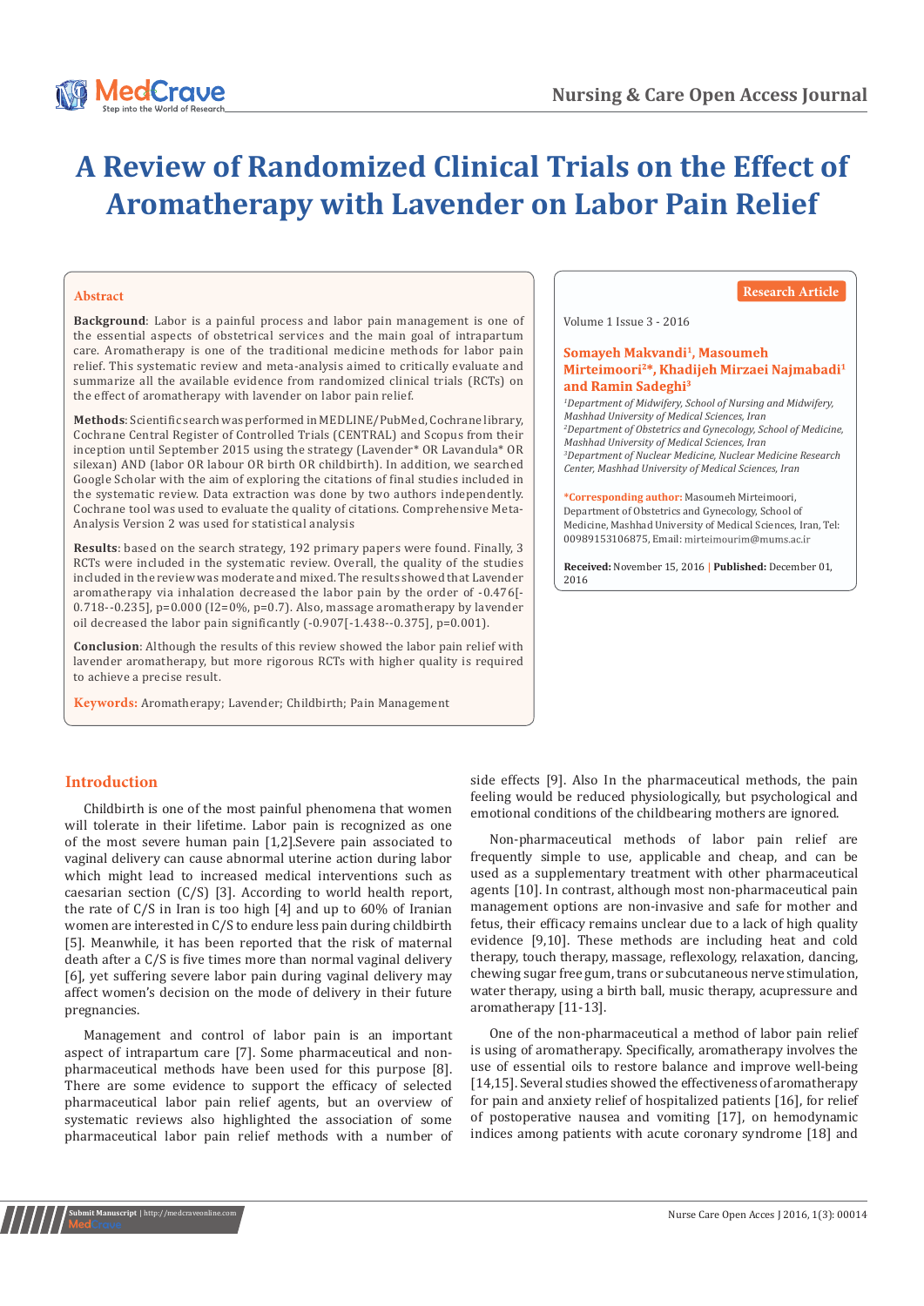# A Review of Randomized Clinical Trials on the Effect of Aromatherapy with Lavender on Labor Pain Relief

Research Article

Volume 1 Issue 3 - 2016

**Somayeh Makvandi[1], Masoumeh Mirteimoori[2]\*, Khadijeh Mirzaei Najmabadi[1] and Ramin Sadeghi[3]**

*[1]Department of Midwifery, School of Nursing and Midwifery, Mashhad University of Medical Sciences, Iran*
*[2]Department of Obstetrics and Gynecology, School of Medicine, Mashhad University of Medical Sciences, Iran*
*[3]Department of Nuclear Medicine, Nuclear Medicine Research Center, Mashhad University of Medical Sciences, Iran*

**\*Corresponding author:** Masoumeh Mirteimoori, Department of Obstetrics and Gynecology, School of Medicine, Mashhad University of Medical Sciences, Iran, Tel: 00989153106875, Email: mirteimourim@mums.ac.ir

**Received:** November 15, 2016 | **Published:** December 01, 2016

## Abstract

**Background**: Labor is a painful process and labor pain management is one of the essential aspects of obstetrical services and the main goal of intrapartum care. Aromatherapy is one of the traditional medicine methods for labor pain relief. This systematic review and meta-analysis aimed to critically evaluate and summarize all the available evidence from randomized clinical trials (RCTs) on the effect of aromatherapy with lavender on labor pain relief.

**Methods**: Scientific search was performed in MEDLINE/PubMed, Cochrane library, Cochrane Central Register of Controlled Trials (CENTRAL) and Scopus from their inception until September 2015 using the strategy (Lavender* OR Lavandula* OR silexan) AND (labor OR labour OR birth OR childbirth). In addition, we searched Google Scholar with the aim of exploring the citations of final studies included in the systematic review. Data extraction was done by two authors independently. Cochrane tool was used to evaluate the quality of citations. Comprehensive Meta-Analysis Version 2 was used for statistical analysis

**Results**: based on the search strategy, 192 primary papers were found. Finally, 3 RCTs were included in the systematic review. Overall, the quality of the studies included in the review was moderate and mixed. The results showed that Lavender aromatherapy via inhalation decreased the labor pain by the order of -0.476[-0.718--0.235], p=0.000 (I2=0%, p=0.7). Also, massage aromatherapy by lavender oil decreased the labor pain significantly (-0.907[-1.438--0.375], p=0.001).

**Conclusion**: Although the results of this review showed the labor pain relief with lavender aromatherapy, but more rigorous RCTs with higher quality is required to achieve a precise result.

**Keywords:** Aromatherapy; Lavender; Childbirth; Pain Management

## Introduction

Childbirth is one of the most painful phenomena that women will tolerate in their lifetime. Labor pain is recognized as one of the most severe human pain [1,2].Severe pain associated to vaginal delivery can cause abnormal uterine action during labor which might lead to increased medical interventions such as caesarian section (C/S) [3]. According to world health report, the rate of C/S in Iran is too high [4] and up to 60% of Iranian women are interested in C/S to endure less pain during childbirth [5]. Meanwhile, it has been reported that the risk of maternal death after a C/S is five times more than normal vaginal delivery [6], yet suffering severe labor pain during vaginal delivery may affect women's decision on the mode of delivery in their future pregnancies.

Management and control of labor pain is an important aspect of intrapartum care [7]. Some pharmaceutical and non-pharmaceutical methods have been used for this purpose [8]. There are some evidence to support the efficacy of selected pharmaceutical labor pain relief agents, but an overview of systematic reviews also highlighted the association of some pharmaceutical labor pain relief methods with a number of side effects [9]. Also In the pharmaceutical methods, the pain feeling would be reduced physiologically, but psychological and emotional conditions of the childbearing mothers are ignored.

Non-pharmaceutical methods of labor pain relief are frequently simple to use, applicable and cheap, and can be used as a supplementary treatment with other pharmaceutical agents [10]. In contrast, although most non-pharmaceutical pain management options are non-invasive and safe for mother and fetus, their efficacy remains unclear due to a lack of high quality evidence [9,10]. These methods are including heat and cold therapy, touch therapy, massage, reflexology, relaxation, dancing, chewing sugar free gum, trans or subcutaneous nerve stimulation, water therapy, using a birth ball, music therapy, acupressure and aromatherapy [11-13].

One of the non-pharmaceutical a method of labor pain relief is using of aromatherapy. Specifically, aromatherapy involves the use of essential oils to restore balance and improve well-being [14,15]. Several studies showed the effectiveness of aromatherapy for pain and anxiety relief of hospitalized patients [16], for relief of postoperative nausea and vomiting [17], on hemodynamic indices among patients with acute coronary syndrome [18] and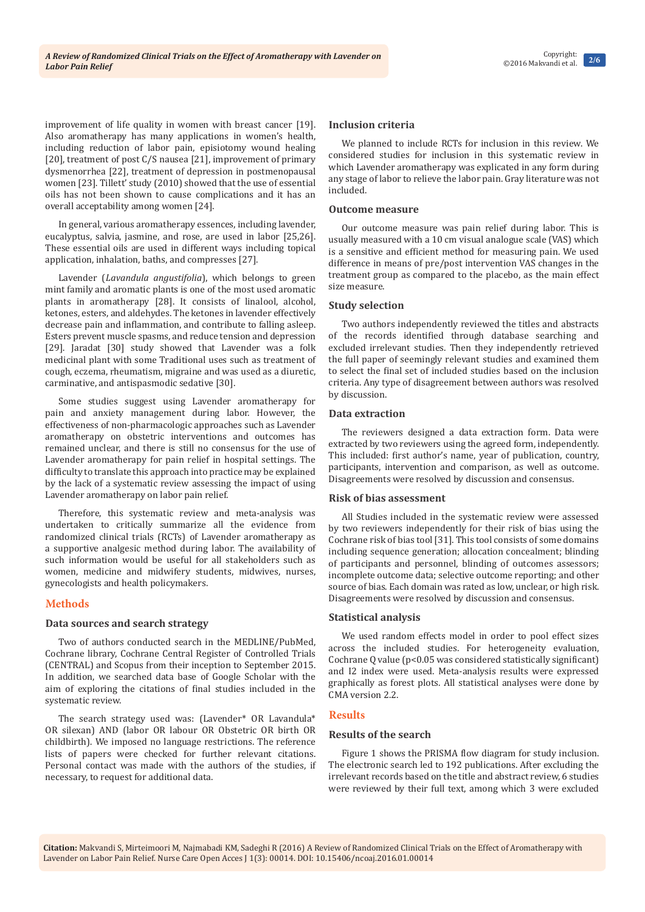improvement of life quality in women with breast cancer [19]. Also aromatherapy has many applications in women's health, including reduction of labor pain, episiotomy wound healing [20], treatment of post C/S nausea [21], improvement of primary dysmenorrhea [22], treatment of depression in postmenopausal women [23]. Tillett' study (2010) showed that the use of essential oils has not been shown to cause complications and it has an overall acceptability among women [24].

In general, various aromatherapy essences, including lavender, eucalyptus, salvia, jasmine, and rose, are used in labor [25,26]. These essential oils are used in different ways including topical application, inhalation, baths, and compresses [27].

Lavender (*Lavandula angustifolia*), which belongs to green mint family and aromatic plants is one of the most used aromatic plants in aromatherapy [28]. It consists of linalool, alcohol, ketones, esters, and aldehydes. The ketones in lavender effectively decrease pain and inflammation, and contribute to falling asleep. Esters prevent muscle spasms, and reduce tension and depression [29]. Jaradat [30] study showed that Lavender was a folk medicinal plant with some Traditional uses such as treatment of cough, eczema, rheumatism, migraine and was used as a diuretic, carminative, and antispasmodic sedative [30].

Some studies suggest using Lavender aromatherapy for pain and anxiety management during labor. However, the effectiveness of non-pharmacologic approaches such as Lavender aromatherapy on obstetric interventions and outcomes has remained unclear, and there is still no consensus for the use of Lavender aromatherapy for pain relief in hospital settings. The difficulty to translate this approach into practice may be explained by the lack of a systematic review assessing the impact of using Lavender aromatherapy on labor pain relief.

Therefore, this systematic review and meta-analysis was undertaken to critically summarize all the evidence from randomized clinical trials (RCTs) of Lavender aromatherapy as a supportive analgesic method during labor. The availability of such information would be useful for all stakeholders such as women, medicine and midwifery students, midwives, nurses, gynecologists and health policymakers.

## Methods

### Data sources and search strategy

Two of authors conducted search in the MEDLINE/PubMed, Cochrane library, Cochrane Central Register of Controlled Trials (CENTRAL) and Scopus from their inception to September 2015. In addition, we searched data base of Google Scholar with the aim of exploring the citations of final studies included in the systematic review.

The search strategy used was: (Lavender* OR Lavandula* OR silexan) AND (labor OR labour OR Obstetric OR birth OR childbirth). We imposed no language restrictions. The reference lists of papers were checked for further relevant citations. Personal contact was made with the authors of the studies, if necessary, to request for additional data.

### Inclusion criteria

We planned to include RCTs for inclusion in this review. We considered studies for inclusion in this systematic review in which Lavender aromatherapy was explicated in any form during any stage of labor to relieve the labor pain. Gray literature was not included.

### Outcome measure

Our outcome measure was pain relief during labor. This is usually measured with a 10 cm visual analogue scale (VAS) which is a sensitive and efficient method for measuring pain. We used difference in means of pre/post intervention VAS changes in the treatment group as compared to the placebo, as the main effect size measure.

### Study selection

Two authors independently reviewed the titles and abstracts of the records identified through database searching and excluded irrelevant studies. Then they independently retrieved the full paper of seemingly relevant studies and examined them to select the final set of included studies based on the inclusion criteria. Any type of disagreement between authors was resolved by discussion.

### Data extraction

The reviewers designed a data extraction form. Data were extracted by two reviewers using the agreed form, independently. This included: first author's name, year of publication, country, participants, intervention and comparison, as well as outcome. Disagreements were resolved by discussion and consensus.

### Risk of bias assessment

All Studies included in the systematic review were assessed by two reviewers independently for their risk of bias using the Cochrane risk of bias tool [31]. This tool consists of some domains including sequence generation; allocation concealment; blinding of participants and personnel, blinding of outcomes assessors; incomplete outcome data; selective outcome reporting; and other source of bias. Each domain was rated as low, unclear, or high risk. Disagreements were resolved by discussion and consensus.

### Statistical analysis

We used random effects model in order to pool effect sizes across the included studies. For heterogeneity evaluation, Cochrane Q value ($p<0.05$ was considered statistically significant) and I2 index were used. Meta-analysis results were expressed graphically as forest plots. All statistical analyses were done by CMA version 2.2.

## Results

### Results of the search

Figure 1 shows the PRISMA flow diagram for study inclusion. The electronic search led to 192 publications. After excluding the irrelevant records based on the title and abstract review, 6 studies were reviewed by their full text, among which 3 were excluded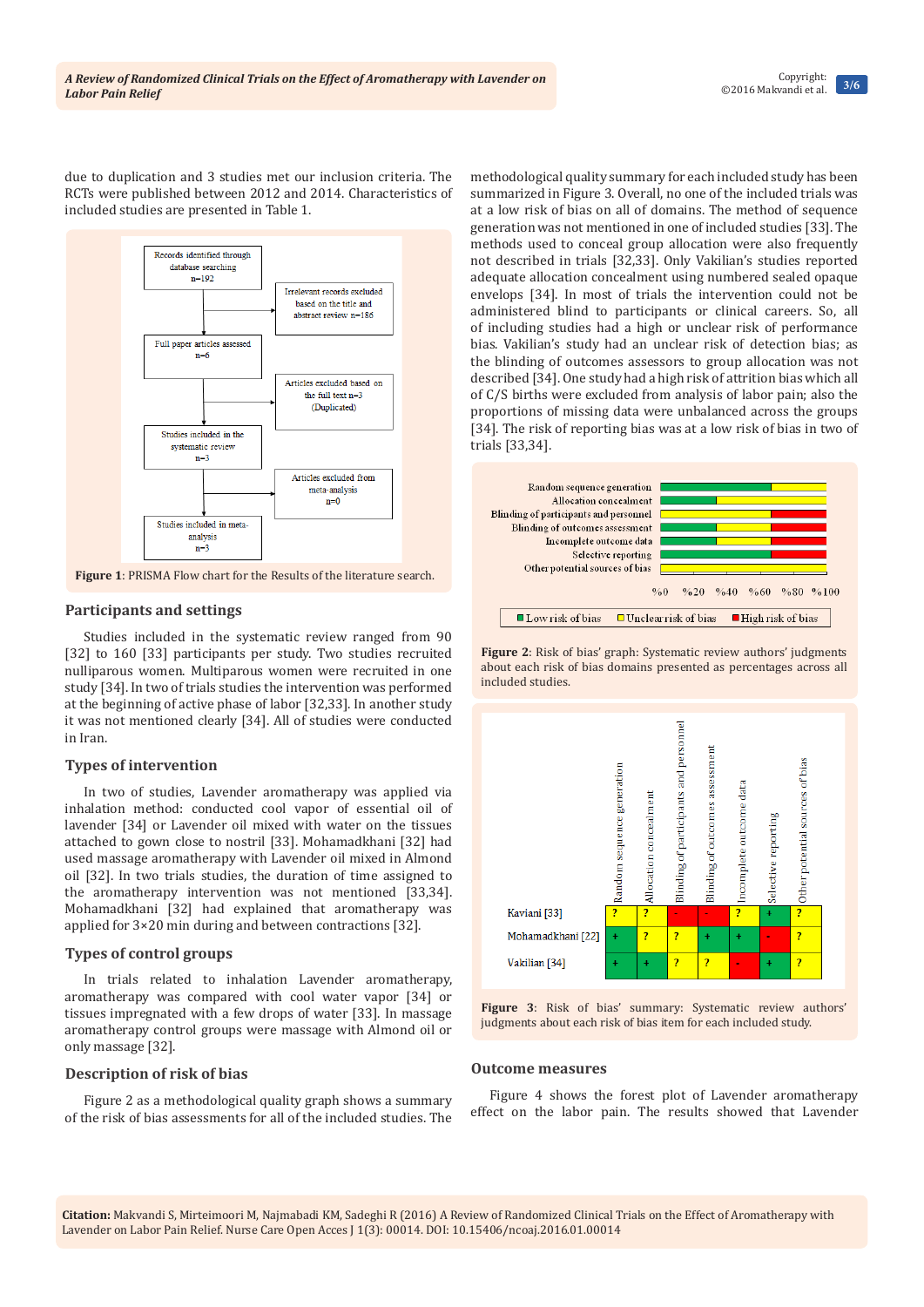due to duplication and 3 studies met our inclusion criteria. The RCTs were published between 2012 and 2014. Characteristics of included studies are presented in Table 1.

**Figure 1**: PRISMA Flow chart for the Results of the literature search.

## Participants and settings

Studies included in the systematic review ranged from 90 [32] to 160 [33] participants per study. Two studies recruited nulliparous women. Multiparous women were recruited in one study [34]. In two of trials studies the intervention was performed at the beginning of active phase of labor [32,33]. In another study it was not mentioned clearly [34]. All of studies were conducted in Iran.

## Types of intervention

In two of studies, Lavender aromatherapy was applied via inhalation method: conducted cool vapor of essential oil of lavender [34] or Lavender oil mixed with water on the tissues attached to gown close to nostril [33]. Mohamadkhani [32] had used massage aromatherapy with Lavender oil mixed in Almond oil [32]. In two trials studies, the duration of time assigned to the aromatherapy intervention was not mentioned [33,34]. Mohamadkhani [32] had explained that aromatherapy was applied for 3×20 min during and between contractions [32].

## Types of control groups

In trials related to inhalation Lavender aromatherapy, aromatherapy was compared with cool water vapor [34] or tissues impregnated with a few drops of water [33]. In massage aromatherapy control groups were massage with Almond oil or only massage [32].

## Description of risk of bias

Figure 2 as a methodological quality graph shows a summary of the risk of bias assessments for all of the included studies. The methodological quality summary for each included study has been summarized in Figure 3. Overall, no one of the included trials was at a low risk of bias on all of domains. The method of sequence generation was not mentioned in one of included studies [33]. The methods used to conceal group allocation were also frequently not described in trials [32,33]. Only Vakilian's studies reported adequate allocation concealment using numbered sealed opaque envelops [34]. In most of trials the intervention could not be administered blind to participants or clinical careers. So, all of including studies had a high or unclear risk of performance bias. Vakilian's study had an unclear risk of detection bias; as the blinding of outcomes assessors to group allocation was not described [34]. One study had a high risk of attrition bias which all of C/S births were excluded from analysis of labor pain; also the proportions of missing data were unbalanced across the groups [34]. The risk of reporting bias was at a low risk of bias in two of trials [33,34].

**Figure 2**: Risk of bias' graph: Systematic review authors' judgments about each risk of bias domains presented as percentages across all included studies.

| | Random sequence generation | Allocation concealment | Blinding of participants and personnel | Blinding of outcomes assessment | Incomplete outcome data | Selective reporting | Other potential sources of bias |
|---|---|---|---|---|---|---|---|
| Kaviani [33] | ? | ? | - | - | ? | + | ? |
| Mohamadkhani [22] | + | ? | ? | + | + | - | ? |
| Vakilian [34] | + | + | ? | ? | - | + | ? |

**Figure 3**: Risk of bias' summary: Systematic review authors' judgments about each risk of bias item for each included study.

## Outcome measures

Figure 4 shows the forest plot of Lavender aromatherapy effect on the labor pain. The results showed that Lavender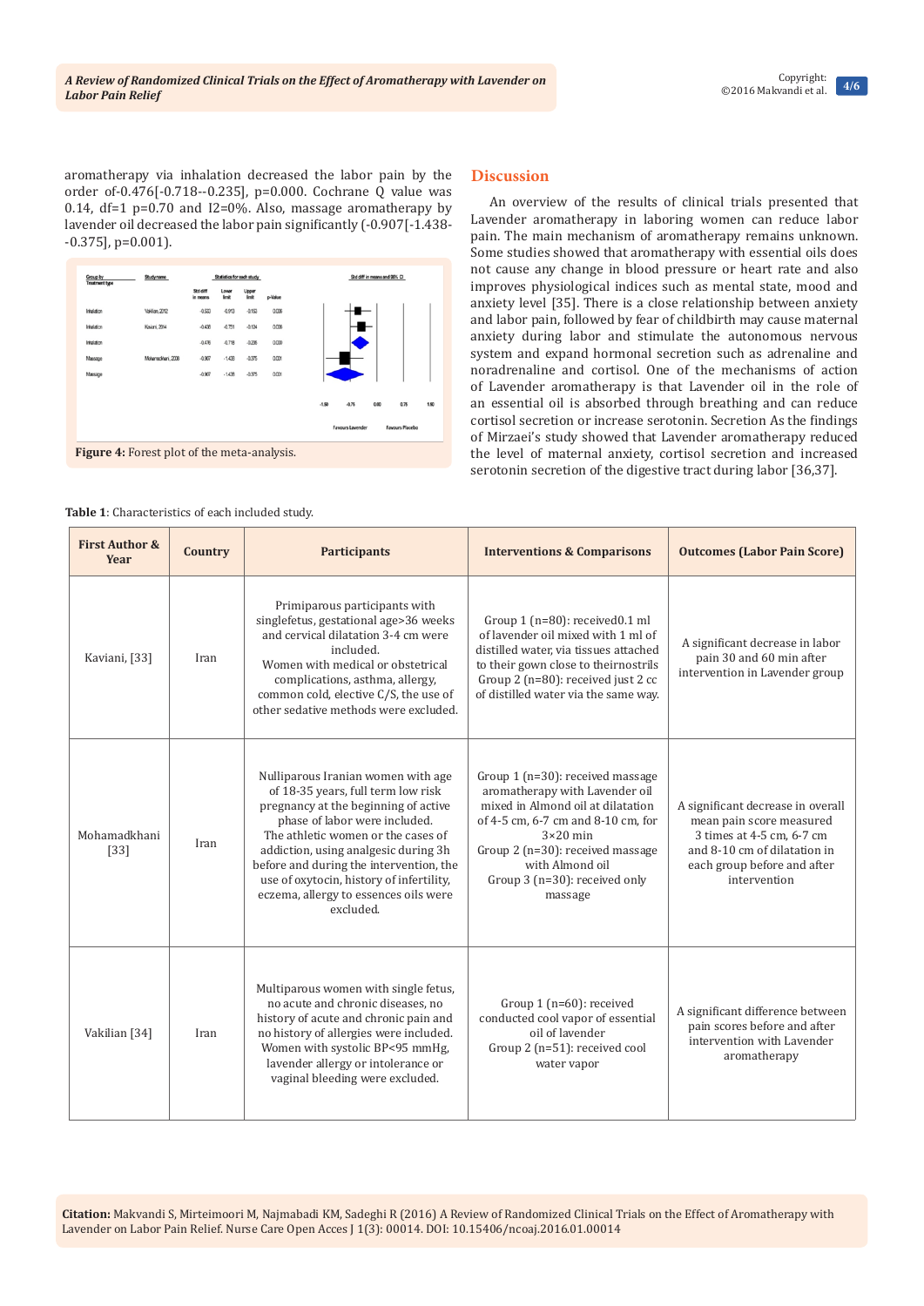aromatherapy via inhalation decreased the labor pain by the order of-0.476[-0.718--0.235], p=0.000. Cochrane Q value was 0.14, df=1 p=0.70 and I2=0%. Also, massage aromatherapy by lavender oil decreased the labor pain significantly (-0.907[-1.438--0.375], p=0.001).

| Group by Treatment type | Study name | Std diff in means | Lower limit | Upper limit | p-Value |
|---|---|---|---|---|---|
| Inhalation | Vakilian, 2012 | -0.533 | -0.913 | -0.153 | 0.006 |
| Inhalation | Kaviani, 2014 | -0.436 | -0.751 | -0.124 | 0.006 |
| Inhalation | | -0.476 | -0.718 | -0.235 | 0.000 |
| Massage | Mohamadkhani, 2008 | -0.907 | -1.438 | -0.375 | 0.001 |
| Massage | | -0.907 | -1.438 | -0.375 | 0.001 |

**Figure 4:** Forest plot of the meta-analysis.

## Discussion

An overview of the results of clinical trials presented that Lavender aromatherapy in laboring women can reduce labor pain. The main mechanism of aromatherapy remains unknown. Some studies showed that aromatherapy with essential oils does not cause any change in blood pressure or heart rate and also improves physiological indices such as mental state, mood and anxiety level [35]. There is a close relationship between anxiety and labor pain, followed by fear of childbirth may cause maternal anxiety during labor and stimulate the autonomous nervous system and expand hormonal secretion such as adrenaline and noradrenaline and cortisol. One of the mechanisms of action of Lavender aromatherapy is that Lavender oil in the role of an essential oil is absorbed through breathing and can reduce cortisol secretion or increase serotonin. Secretion As the findings of Mirzaei's study showed that Lavender aromatherapy reduced the level of maternal anxiety, cortisol secretion and increased serotonin secretion of the digestive tract during labor [36,37].

**Table 1**: Characteristics of each included study.

| First Author & Year | Country | Participants | Interventions & Comparisons | Outcomes (Labor Pain Score) |
|---|---|---|---|---|
| Kaviani, [33] | Iran | Primiparous participants with singlefetus, gestational age>36 weeks and cervical dilatation 3-4 cm were included. Women with medical or obstetrical complications, asthma, allergy, common cold, elective C/S, the use of other sedative methods were excluded. | Group 1 (n=80): received0.1 ml of lavender oil mixed with 1 ml of distilled water, via tissues attached to their gown close to theirnostrils Group 2 (n=80): received just 2 cc of distilled water via the same way. | A significant decrease in labor pain 30 and 60 min after intervention in Lavender group |
| Mohamadkhani [33] | Iran | Nulliparous Iranian women with age of 18-35 years, full term low risk pregnancy at the beginning of active phase of labor were included. The athletic women or the cases of addiction, using analgesic during 3h before and during the intervention, the use of oxytocin, history of infertility, eczema, allergy to essences oils were excluded. | Group 1 (n=30): received massage aromatherapy with Lavender oil mixed in Almond oil at dilatation of 4-5 cm, 6-7 cm and 8-10 cm, for 3×20 min Group 2 (n=30): received massage with Almond oil Group 3 (n=30): received only massage | A significant decrease in overall mean pain score measured 3 times at 4-5 cm, 6-7 cm and 8-10 cm of dilatation in each group before and after intervention |
| Vakilian [34] | Iran | Multiparous women with single fetus, no acute and chronic diseases, no history of acute and chronic pain and no history of allergies were included. Women with systolic BP<95 mmHg, lavender allergy or intolerance or vaginal bleeding were excluded. | Group 1 (n=60): received conducted cool vapor of essential oil of lavender Group 2 (n=51): received cool water vapor | A significant difference between pain scores before and after intervention with Lavender aromatherapy |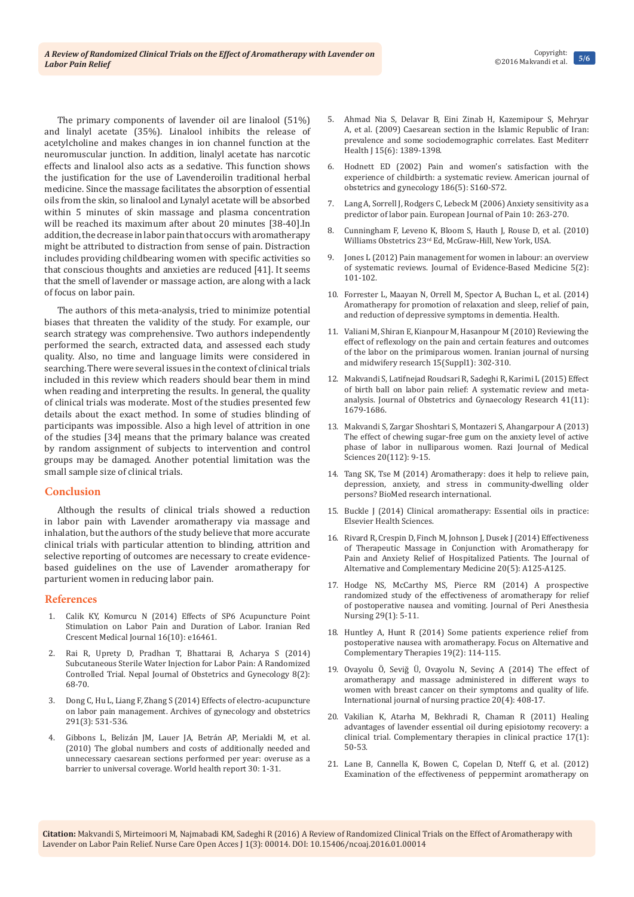The primary components of lavender oil are linalool (51%) and linalyl acetate (35%). Linalool inhibits the release of acetylcholine and makes changes in ion channel function at the neuromuscular junction. In addition, linalyl acetate has narcotic effects and linalool also acts as a sedative. This function shows the justification for the use of Lavenderoilin traditional herbal medicine. Since the massage facilitates the absorption of essential oils from the skin, so linalool and Lynalyl acetate will be absorbed within 5 minutes of skin massage and plasma concentration will be reached its maximum after about 20 minutes [38-40].In addition, the decrease in labor pain that occurs with aromatherapy might be attributed to distraction from sense of pain. Distraction includes providing childbearing women with specific activities so that conscious thoughts and anxieties are reduced [41]. It seems that the smell of lavender or massage action, are along with a lack of focus on labor pain.

The authors of this meta-analysis, tried to minimize potential biases that threaten the validity of the study. For example, our search strategy was comprehensive. Two authors independently performed the search, extracted data, and assessed each study quality. Also, no time and language limits were considered in searching. There were several issues in the context of clinical trials included in this review which readers should bear them in mind when reading and interpreting the results. In general, the quality of clinical trials was moderate. Most of the studies presented few details about the exact method. In some of studies blinding of participants was impossible. Also a high level of attrition in one of the studies [34] means that the primary balance was created by random assignment of subjects to intervention and control groups may be damaged. Another potential limitation was the small sample size of clinical trials.

## Conclusion

Although the results of clinical trials showed a reduction in labor pain with Lavender aromatherapy via massage and inhalation, but the authors of the study believe that more accurate clinical trials with particular attention to blinding, attrition and selective reporting of outcomes are necessary to create evidence-based guidelines on the use of Lavender aromatherapy for parturient women in reducing labor pain.

## References

1. Calik KY, Komurcu N (2014) Effects of SP6 Acupuncture Point Stimulation on Labor Pain and Duration of Labor. Iranian Red Crescent Medical Journal 16(10): e16461.
2. Rai R, Uprety D, Pradhan T, Bhattarai B, Acharya S (2014) Subcutaneous Sterile Water Injection for Labor Pain: A Randomized Controlled Trial. Nepal Journal of Obstetrics and Gynecology 8(2): 68-70.
3. Dong C, Hu L, Liang F, Zhang S (2014) Effects of electro-acupuncture on labor pain management. Archives of gynecology and obstetrics 291(3): 531-536.
4. Gibbons L, Belizán JM, Lauer JA, Betrán AP, Merialdi M, et al. (2010) The global numbers and costs of additionally needed and unnecessary caesarean sections performed per year: overuse as a barrier to universal coverage. World health report 30: 1-31.
5. Ahmad Nia S, Delavar B, Eini Zinab H, Kazemipour S, Mehryar A, et al. (2009) Caesarean section in the Islamic Republic of Iran: prevalence and some sociodemographic correlates. East Mediterr Health J 15(6): 1389-1398.
6. Hodnett ED (2002) Pain and women's satisfaction with the experience of childbirth: a systematic review. American journal of obstetrics and gynecology 186(5): S160-S72.
7. Lang A, Sorrell J, Rodgers C, Lebeck M (2006) Anxiety sensitivity as a predictor of labor pain. European Journal of Pain 10: 263-270.
8. Cunningham F, Leveno K, Bloom S, Hauth J, Rouse D, et al. (2010) Williams Obstetrics 23rd Ed, McGraw-Hill, New York, USA.
9. Jones L (2012) Pain management for women in labour: an overview of systematic reviews. Journal of Evidence-Based Medicine 5(2): 101-102.
10. Forrester L, Maayan N, Orrell M, Spector A, Buchan L, et al. (2014) Aromatherapy for promotion of relaxation and sleep, relief of pain, and reduction of depressive symptoms in dementia. Health.
11. Valiani M, Shiran E, Kianpour M, Hasanpour M (2010) Reviewing the effect of reflexology on the pain and certain features and outcomes of the labor on the primiparous women. Iranian journal of nursing and midwifery research 15(Suppl1): 302-310.
12. Makvandi S, Latifnejad Roudsari R, Sadeghi R, Karimi L (2015) Effect of birth ball on labor pain relief: A systematic review and meta-analysis. Journal of Obstetrics and Gynaecology Research 41(11): 1679-1686.
13. Makvandi S, Zargar Shoshtari S, Montazeri S, Ahangarpour A (2013) The effect of chewing sugar-free gum on the anxiety level of active phase of labor in nulliparous women. Razi Journal of Medical Sciences 20(112): 9-15.
14. Tang SK, Tse M (2014) Aromatherapy: does it help to relieve pain, depression, anxiety, and stress in community-dwelling older persons? BioMed research international.
15. Buckle J (2014) Clinical aromatherapy: Essential oils in practice: Elsevier Health Sciences.
16. Rivard R, Crespin D, Finch M, Johnson J, Dusek J (2014) Effectiveness of Therapeutic Massage in Conjunction with Aromatherapy for Pain and Anxiety Relief of Hospitalized Patients. The Journal of Alternative and Complementary Medicine 20(5): A125-A125.
17. Hodge NS, McCarthy MS, Pierce RM (2014) A prospective randomized study of the effectiveness of aromatherapy for relief of postoperative nausea and vomiting. Journal of Peri Anesthesia Nursing 29(1): 5-11.
18. Huntley A, Hunt R (2014) Some patients experience relief from postoperative nausea with aromatherapy. Focus on Alternative and Complementary Therapies 19(2): 114-115.
19. Ovayolu Ö, Seviğ Ü, Ovayolu N, Sevinç A (2014) The effect of aromatherapy and massage administered in different ways to women with breast cancer on their symptoms and quality of life. International journal of nursing practice 20(4): 408-17.
20. Vakilian K, Atarha M, Bekhradi R, Chaman R (2011) Healing advantages of lavender essential oil during episiotomy recovery: a clinical trial. Complementary therapies in clinical practice 17(1): 50-53.
21. Lane B, Cannella K, Bowen C, Copelan D, Nteff G, et al. (2012) Examination of the effectiveness of peppermint aromatherapy on

**Citation:** Makvandi S, Mirteimoori M, Najmabadi KM, Sadeghi R (2016) A Review of Randomized Clinical Trials on the Effect of Aromatherapy with Lavender on Labor Pain Relief. Nurse Care Open Acces J 1(3): 00014. DOI: 10.15406/ncoaj.2016.01.00014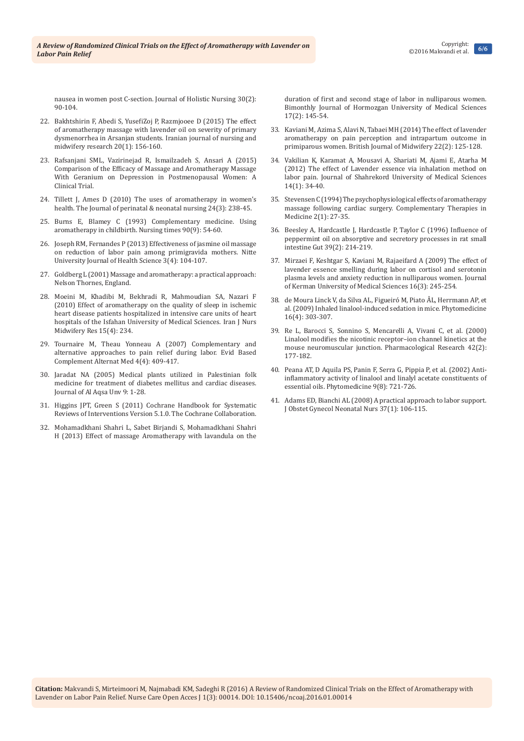nausea in women post C-section. Journal of Holistic Nursing 30(2): 90-104.

22. Bakhtshirin F, Abedi S, YusefiZoj P, Razmjooee D (2015) The effect of aromatherapy massage with lavender oil on severity of primary dysmenorrhea in Arsanjan students. Iranian journal of nursing and midwifery research 20(1): 156-160.

23. Rafsanjani SML, Vazirinejad R, Ismailzadeh S, Ansari A (2015) Comparison of the Efficacy of Massage and Aromatherapy Massage With Geranium on Depression in Postmenopausal Women: A Clinical Trial.

24. Tillett J, Ames D (2010) The uses of aromatherapy in women's health. The Journal of perinatal & neonatal nursing 24(3): 238-45.

25. Burns E, Blamey C (1993) Complementary medicine. Using aromatherapy in childbirth. Nursing times 90(9): 54-60.

26. Joseph RM, Fernandes P (2013) Effectiveness of jasmine oil massage on reduction of labor pain among primigravida mothers. Nitte University Journal of Health Science 3(4): 104-107.

27. Goldberg L (2001) Massage and aromatherapy: a practical approach: Nelson Thornes, England.

28. Moeini M, Khadibi M, Bekhradi R, Mahmoudian SA, Nazari F (2010) Effect of aromatherapy on the quality of sleep in ischemic heart disease patients hospitalized in intensive care units of heart hospitals of the Isfahan University of Medical Sciences. Iran J Nurs Midwifery Res 15(4): 234.

29. Tournaire M, Theau Yonneau A (2007) Complementary and alternative approaches to pain relief during labor. Evid Based Complement Alternat Med 4(4): 409-417.

30. Jaradat NA (2005) Medical plants utilized in Palestinian folk medicine for treatment of diabetes mellitus and cardiac diseases. Journal of Al Aqsa Unv 9: 1-28.

31. Higgins JPT, Green S (2011) Cochrane Handbook for Systematic Reviews of Interventions Version 5.1.0. The Cochrane Collaboration.

32. Mohamadkhani Shahri L, Sabet Birjandi S, Mohamadkhani Shahri H (2013) Effect of massage Aromatherapy with lavandula on the duration of first and second stage of labor in nulliparous women. Bimonthly Journal of Hormozgan University of Medical Sciences 17(2): 145-54.

33. Kaviani M, Azima S, Alavi N, Tabaei MH (2014) The effect of lavender aromatherapy on pain perception and intrapartum outcome in primiparous women. British Journal of Midwifery 22(2): 125-128.

34. Vakilian K, Karamat A, Mousavi A, Shariati M, Ajami E, Atarha M (2012) The effect of Lavender essence via inhalation method on labor pain. Journal of Shahrekord University of Medical Sciences 14(1): 34-40.

35. Stevensen C (1994) The psychophysiological effects of aromatherapy massage following cardiac surgery. Complementary Therapies in Medicine 2(1): 27-35.

36. Beesley A, Hardcastle J, Hardcastle P, Taylor C (1996) Influence of peppermint oil on absorptive and secretory processes in rat small intestine Gut 39(2): 214-219.

37. Mirzaei F, Keshtgar S, Kaviani M, Rajaeifard A (2009) The effect of lavender essence smelling during labor on cortisol and serotonin plasma levels and anxiety reduction in nulliparous women. Journal of Kerman University of Medical Sciences 16(3): 245-254.

38. de Moura Linck V, da Silva AL, Figueiró M, Piato ÂL, Herrmann AP, et al. (2009) Inhaled linalool-induced sedation in mice. Phytomedicine 16(4): 303-307.

39. Re L, Barocci S, Sonnino S, Mencarelli A, Vivani C, et al. (2000) Linalool modifies the nicotinic receptor–ion channel kinetics at the mouse neuromuscular junction. Pharmacological Research 42(2): 177-182.

40. Peana AT, D Aquila PS, Panin F, Serra G, Pippia P, et al. (2002) Anti-inflammatory activity of linalool and linalyl acetate constituents of essential oils. Phytomedicine 9(8): 721-726.

41. Adams ED, Bianchi AL (2008) A practical approach to labor support. J Obstet Gynecol Neonatal Nurs 37(1): 106-115.